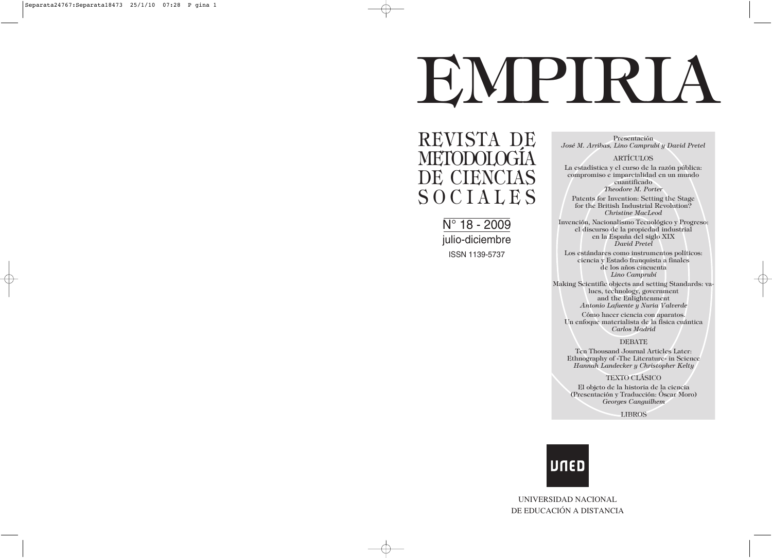# EMPIRIA

## REVISTA DE METODOLOGÍA DE CIENCIAS SOCIALES

N° 18 - 2009

julio-diciembre

ISSN 1139-5737

Presentación
*José M. Arribas, Lino Camprubí y David Pretel*

ARTÍCULOS

La estadística y el curso de la razón pública: compromiso e imparcialidad en un mundo cuantificado
*Theodore M. Porter*

Patents for Invention: Setting the Stage for the British Industrial Revolution?
*Christine MacLeod*

Invención, Nacionalismo Tecnológico y Progreso: el discurso de la propiedad industrial en la España del siglo XIX
*David Pretel*

Los estándares como instrumentos políticos: ciencia y Estado franquista a finales de los años cincuenta
*Lino Camprubí*

Making Scientific objects and setting Standards: values, technology, government and the Enlightenment
*Antonio Lafuente y Nuria Valverde*

Cómo hacer ciencia con aparatos. Un enfoque materialista de la física cuántica
*Carlos Madrid*

DEBATE

Ten Thousand Journal Articles Later: Ethnography of «The Literature» in Science
*Hannah Landecker y Christopher Kelty*

TEXTO CLÁSICO

El objeto de la historia de la ciencia (Presentación y Traducción: Óscar Moro)
*Georges Canguilhem*

LIBROS

UNED

UNIVERSIDAD NACIONAL DE EDUCACIÓN A DISTANCIA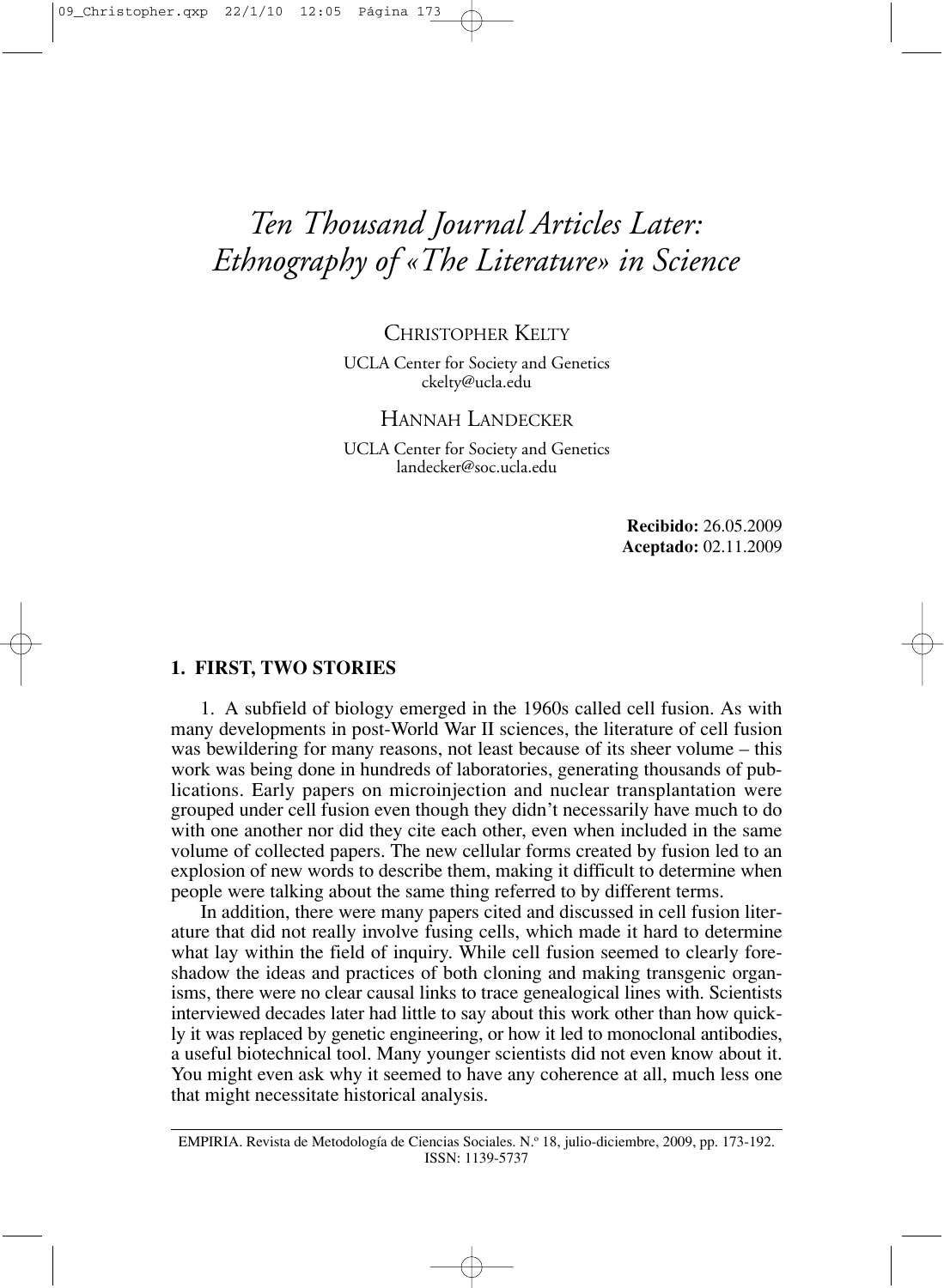# *Ten Thousand Journal Articles Later: Ethnography of «The Literature» in Science*

CHRISTOPHER KELTY

UCLA Center for Society and Genetics
ckelty@ucla.edu

HANNAH LANDECKER

UCLA Center for Society and Genetics
landecker@soc.ucla.edu

**Recibido:** 26.05.2009
**Aceptado:** 02.11.2009

## 1. FIRST, TWO STORIES

1. A subfield of biology emerged in the 1960s called cell fusion. As with many developments in post-World War II sciences, the literature of cell fusion was bewildering for many reasons, not least because of its sheer volume – this work was being done in hundreds of laboratories, generating thousands of publications. Early papers on microinjection and nuclear transplantation were grouped under cell fusion even though they didn't necessarily have much to do with one another nor did they cite each other, even when included in the same volume of collected papers. The new cellular forms created by fusion led to an explosion of new words to describe them, making it difficult to determine when people were talking about the same thing referred to by different terms.

In addition, there were many papers cited and discussed in cell fusion literature that did not really involve fusing cells, which made it hard to determine what lay within the field of inquiry. While cell fusion seemed to clearly foreshadow the ideas and practices of both cloning and making transgenic organisms, there were no clear causal links to trace genealogical lines with. Scientists interviewed decades later had little to say about this work other than how quickly it was replaced by genetic engineering, or how it led to monoclonal antibodies, a useful biotechnical tool. Many younger scientists did not even know about it. You might even ask why it seemed to have any coherence at all, much less one that might necessitate historical analysis.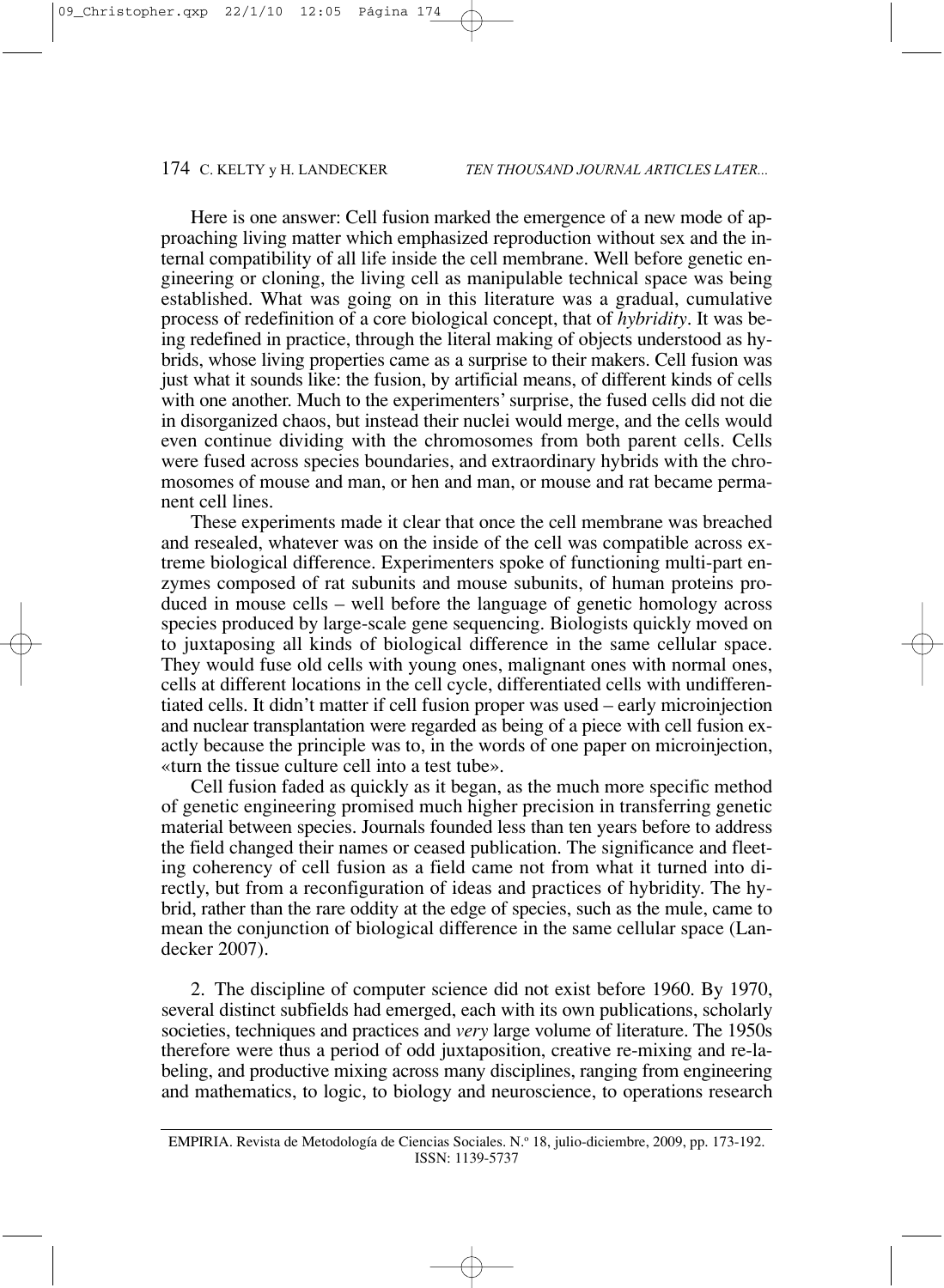Here is one answer: Cell fusion marked the emergence of a new mode of approaching living matter which emphasized reproduction without sex and the internal compatibility of all life inside the cell membrane. Well before genetic engineering or cloning, the living cell as manipulable technical space was being established. What was going on in this literature was a gradual, cumulative process of redefinition of a core biological concept, that of *hybridity*. It was being redefined in practice, through the literal making of objects understood as hybrids, whose living properties came as a surprise to their makers. Cell fusion was just what it sounds like: the fusion, by artificial means, of different kinds of cells with one another. Much to the experimenters' surprise, the fused cells did not die in disorganized chaos, but instead their nuclei would merge, and the cells would even continue dividing with the chromosomes from both parent cells. Cells were fused across species boundaries, and extraordinary hybrids with the chromosomes of mouse and man, or hen and man, or mouse and rat became permanent cell lines.

These experiments made it clear that once the cell membrane was breached and resealed, whatever was on the inside of the cell was compatible across extreme biological difference. Experimenters spoke of functioning multi-part enzymes composed of rat subunits and mouse subunits, of human proteins produced in mouse cells – well before the language of genetic homology across species produced by large-scale gene sequencing. Biologists quickly moved on to juxtaposing all kinds of biological difference in the same cellular space. They would fuse old cells with young ones, malignant ones with normal ones, cells at different locations in the cell cycle, differentiated cells with undifferentiated cells. It didn't matter if cell fusion proper was used – early microinjection and nuclear transplantation were regarded as being of a piece with cell fusion exactly because the principle was to, in the words of one paper on microinjection, «turn the tissue culture cell into a test tube».

Cell fusion faded as quickly as it began, as the much more specific method of genetic engineering promised much higher precision in transferring genetic material between species. Journals founded less than ten years before to address the field changed their names or ceased publication. The significance and fleeting coherency of cell fusion as a field came not from what it turned into directly, but from a reconfiguration of ideas and practices of hybridity. The hybrid, rather than the rare oddity at the edge of species, such as the mule, came to mean the conjunction of biological difference in the same cellular space (Landecker 2007).

2. The discipline of computer science did not exist before 1960. By 1970, several distinct subfields had emerged, each with its own publications, scholarly societies, techniques and practices and *very* large volume of literature. The 1950s therefore were thus a period of odd juxtaposition, creative re-mixing and re-labeling, and productive mixing across many disciplines, ranging from engineering and mathematics, to logic, to biology and neuroscience, to operations research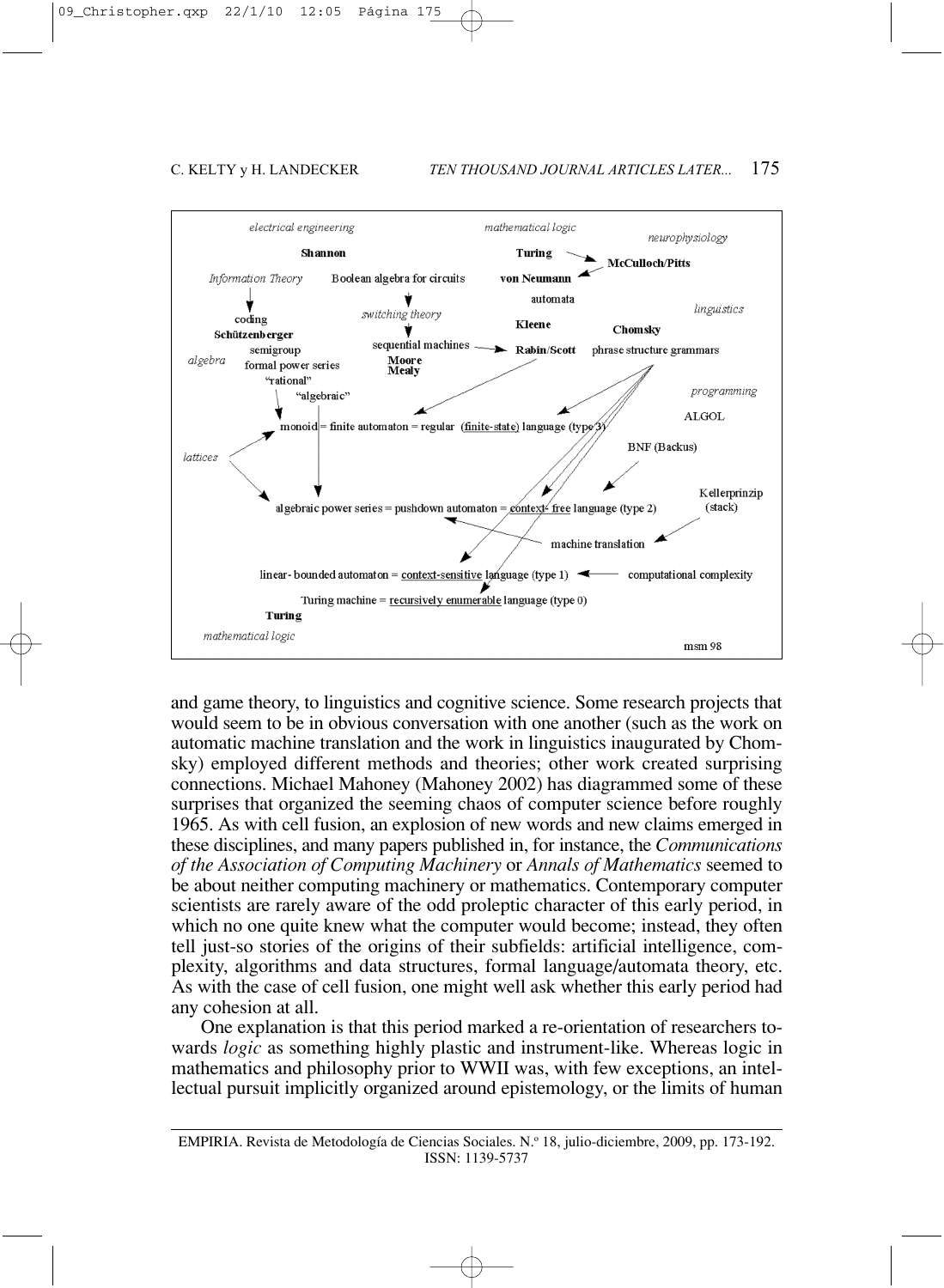and game theory, to linguistics and cognitive science. Some research projects that would seem to be in obvious conversation with one another (such as the work on automatic machine translation and the work in linguistics inaugurated by Chomsky) employed different methods and theories; other work created surprising connections. Michael Mahoney (Mahoney 2002) has diagrammed some of these surprises that organized the seeming chaos of computer science before roughly 1965. As with cell fusion, an explosion of new words and new claims emerged in these disciplines, and many papers published in, for instance, the *Communications of the Association of Computing Machinery* or *Annals of Mathematics* seemed to be about neither computing machinery or mathematics. Contemporary computer scientists are rarely aware of the odd proleptic character of this early period, in which no one quite knew what the computer would become; instead, they often tell just-so stories of the origins of their subfields: artificial intelligence, complexity, algorithms and data structures, formal language/automata theory, etc. As with the case of cell fusion, one might well ask whether this early period had any cohesion at all.

One explanation is that this period marked a re-orientation of researchers towards *logic* as something highly plastic and instrument-like. Whereas logic in mathematics and philosophy prior to WWII was, with few exceptions, an intellectual pursuit implicitly organized around epistemology, or the limits of human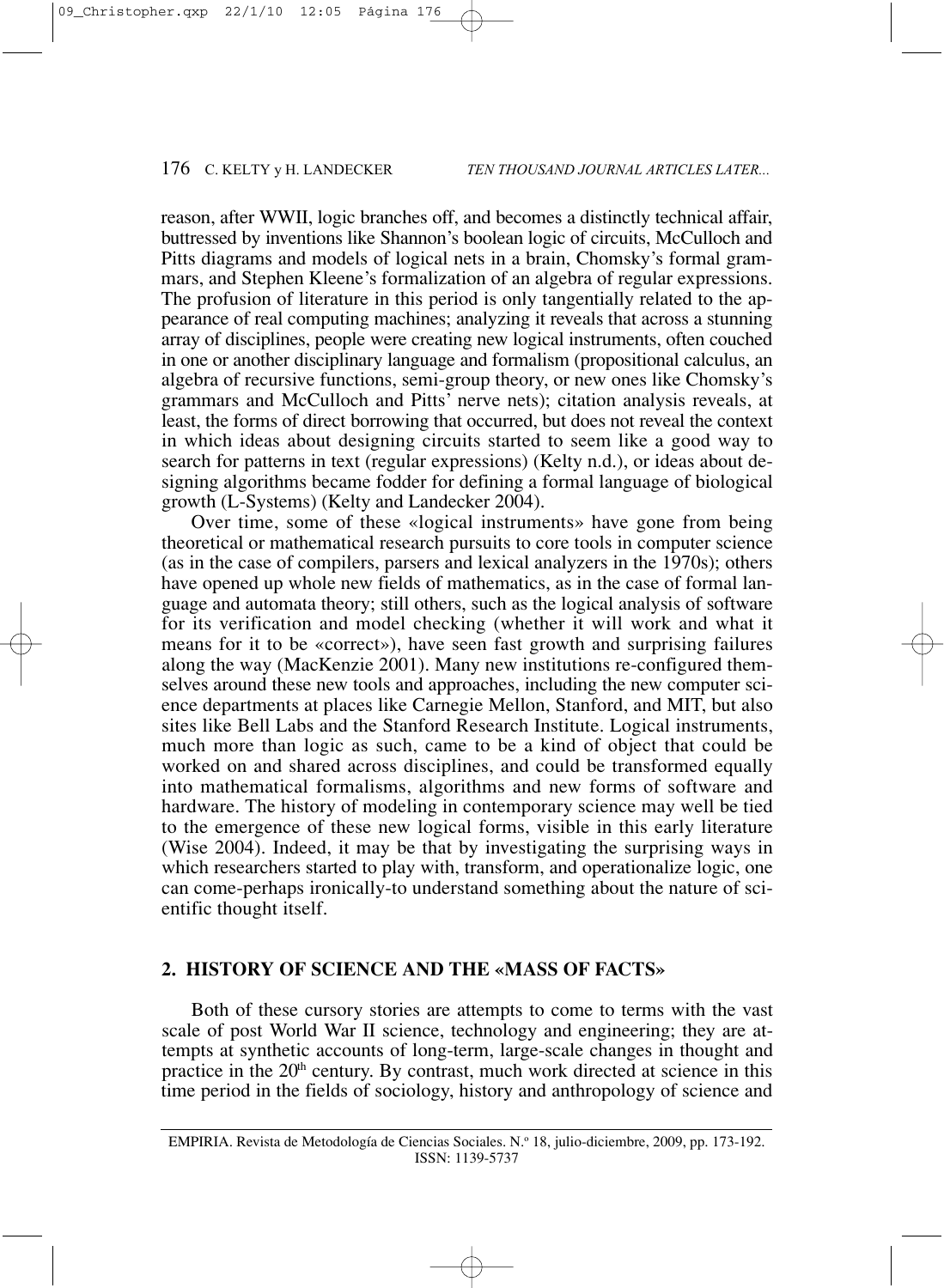reason, after WWII, logic branches off, and becomes a distinctly technical affair, buttressed by inventions like Shannon's boolean logic of circuits, McCulloch and Pitts diagrams and models of logical nets in a brain, Chomsky's formal grammars, and Stephen Kleene's formalization of an algebra of regular expressions. The profusion of literature in this period is only tangentially related to the appearance of real computing machines; analyzing it reveals that across a stunning array of disciplines, people were creating new logical instruments, often couched in one or another disciplinary language and formalism (propositional calculus, an algebra of recursive functions, semi-group theory, or new ones like Chomsky's grammars and McCulloch and Pitts' nerve nets); citation analysis reveals, at least, the forms of direct borrowing that occurred, but does not reveal the context in which ideas about designing circuits started to seem like a good way to search for patterns in text (regular expressions) (Kelty n.d.), or ideas about designing algorithms became fodder for defining a formal language of biological growth (L-Systems) (Kelty and Landecker 2004).

Over time, some of these «logical instruments» have gone from being theoretical or mathematical research pursuits to core tools in computer science (as in the case of compilers, parsers and lexical analyzers in the 1970s); others have opened up whole new fields of mathematics, as in the case of formal language and automata theory; still others, such as the logical analysis of software for its verification and model checking (whether it will work and what it means for it to be «correct»), have seen fast growth and surprising failures along the way (MacKenzie 2001). Many new institutions re-configured themselves around these new tools and approaches, including the new computer science departments at places like Carnegie Mellon, Stanford, and MIT, but also sites like Bell Labs and the Stanford Research Institute. Logical instruments, much more than logic as such, came to be a kind of object that could be worked on and shared across disciplines, and could be transformed equally into mathematical formalisms, algorithms and new forms of software and hardware. The history of modeling in contemporary science may well be tied to the emergence of these new logical forms, visible in this early literature (Wise 2004). Indeed, it may be that by investigating the surprising ways in which researchers started to play with, transform, and operationalize logic, one can come-perhaps ironically-to understand something about the nature of scientific thought itself.

## 2. HISTORY OF SCIENCE AND THE «MASS OF FACTS»

Both of these cursory stories are attempts to come to terms with the vast scale of post World War II science, technology and engineering; they are attempts at synthetic accounts of long-term, large-scale changes in thought and practice in the 20th century. By contrast, much work directed at science in this time period in the fields of sociology, history and anthropology of science and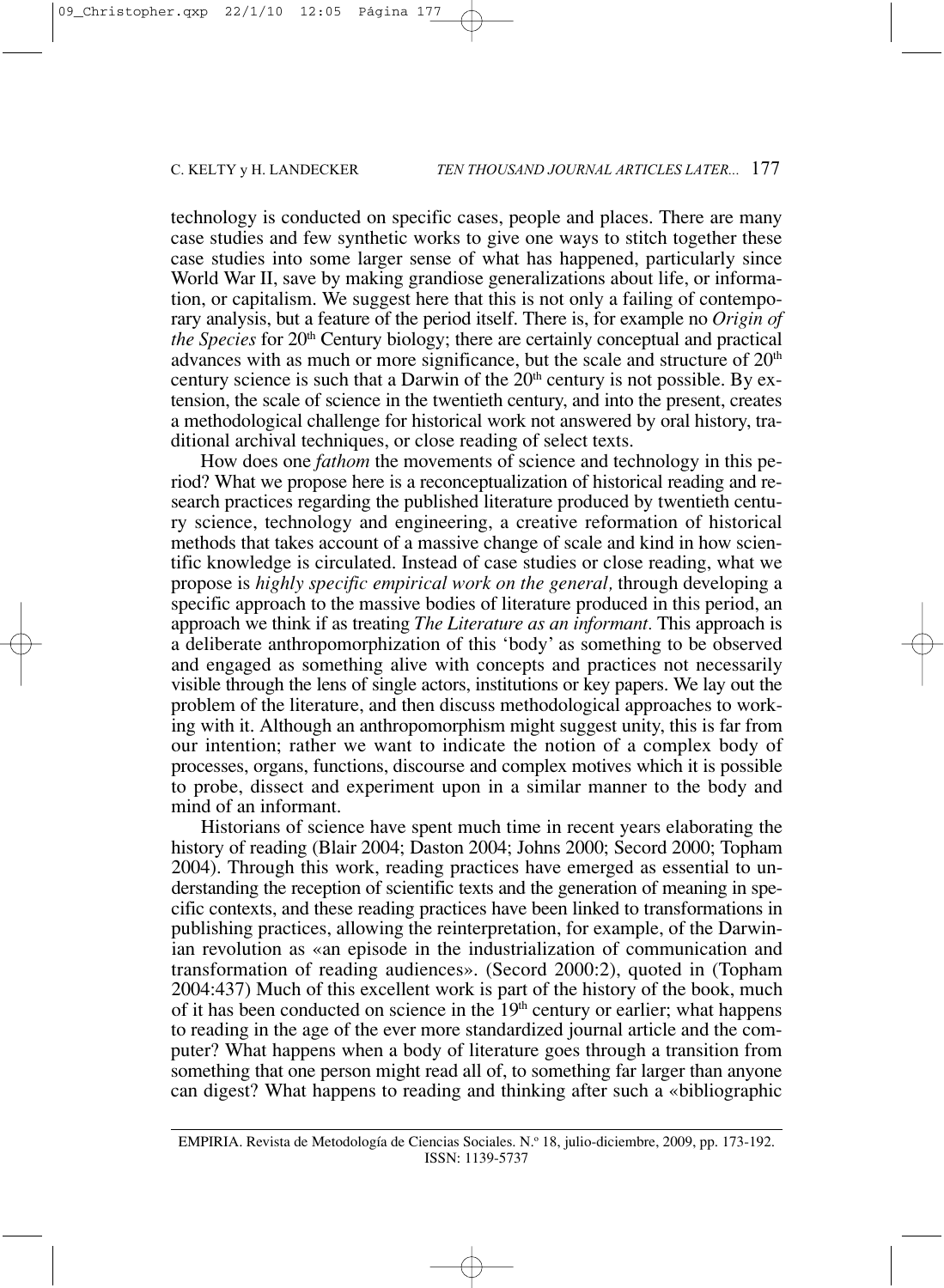technology is conducted on specific cases, people and places. There are many case studies and few synthetic works to give one ways to stitch together these case studies into some larger sense of what has happened, particularly since World War II, save by making grandiose generalizations about life, or information, or capitalism. We suggest here that this is not only a failing of contemporary analysis, but a feature of the period itself. There is, for example no *Origin of the Species* for 20th Century biology; there are certainly conceptual and practical advances with as much or more significance, but the scale and structure of 20th century science is such that a Darwin of the 20th century is not possible. By extension, the scale of science in the twentieth century, and into the present, creates a methodological challenge for historical work not answered by oral history, traditional archival techniques, or close reading of select texts.

How does one *fathom* the movements of science and technology in this period? What we propose here is a reconceptualization of historical reading and research practices regarding the published literature produced by twentieth century science, technology and engineering, a creative reformation of historical methods that takes account of a massive change of scale and kind in how scientific knowledge is circulated. Instead of case studies or close reading, what we propose is *highly specific empirical work on the general,* through developing a specific approach to the massive bodies of literature produced in this period, an approach we think if as treating *The Literature as an informant.* This approach is a deliberate anthropomorphization of this 'body' as something to be observed and engaged as something alive with concepts and practices not necessarily visible through the lens of single actors, institutions or key papers. We lay out the problem of the literature, and then discuss methodological approaches to working with it. Although an anthropomorphism might suggest unity, this is far from our intention; rather we want to indicate the notion of a complex body of processes, organs, functions, discourse and complex motives which it is possible to probe, dissect and experiment upon in a similar manner to the body and mind of an informant.

Historians of science have spent much time in recent years elaborating the history of reading (Blair 2004; Daston 2004; Johns 2000; Secord 2000; Topham 2004). Through this work, reading practices have emerged as essential to understanding the reception of scientific texts and the generation of meaning in specific contexts, and these reading practices have been linked to transformations in publishing practices, allowing the reinterpretation, for example, of the Darwinian revolution as «an episode in the industrialization of communication and transformation of reading audiences». (Secord 2000:2), quoted in (Topham 2004:437) Much of this excellent work is part of the history of the book, much of it has been conducted on science in the 19th century or earlier; what happens to reading in the age of the ever more standardized journal article and the computer? What happens when a body of literature goes through a transition from something that one person might read all of, to something far larger than anyone can digest? What happens to reading and thinking after such a «bibliographic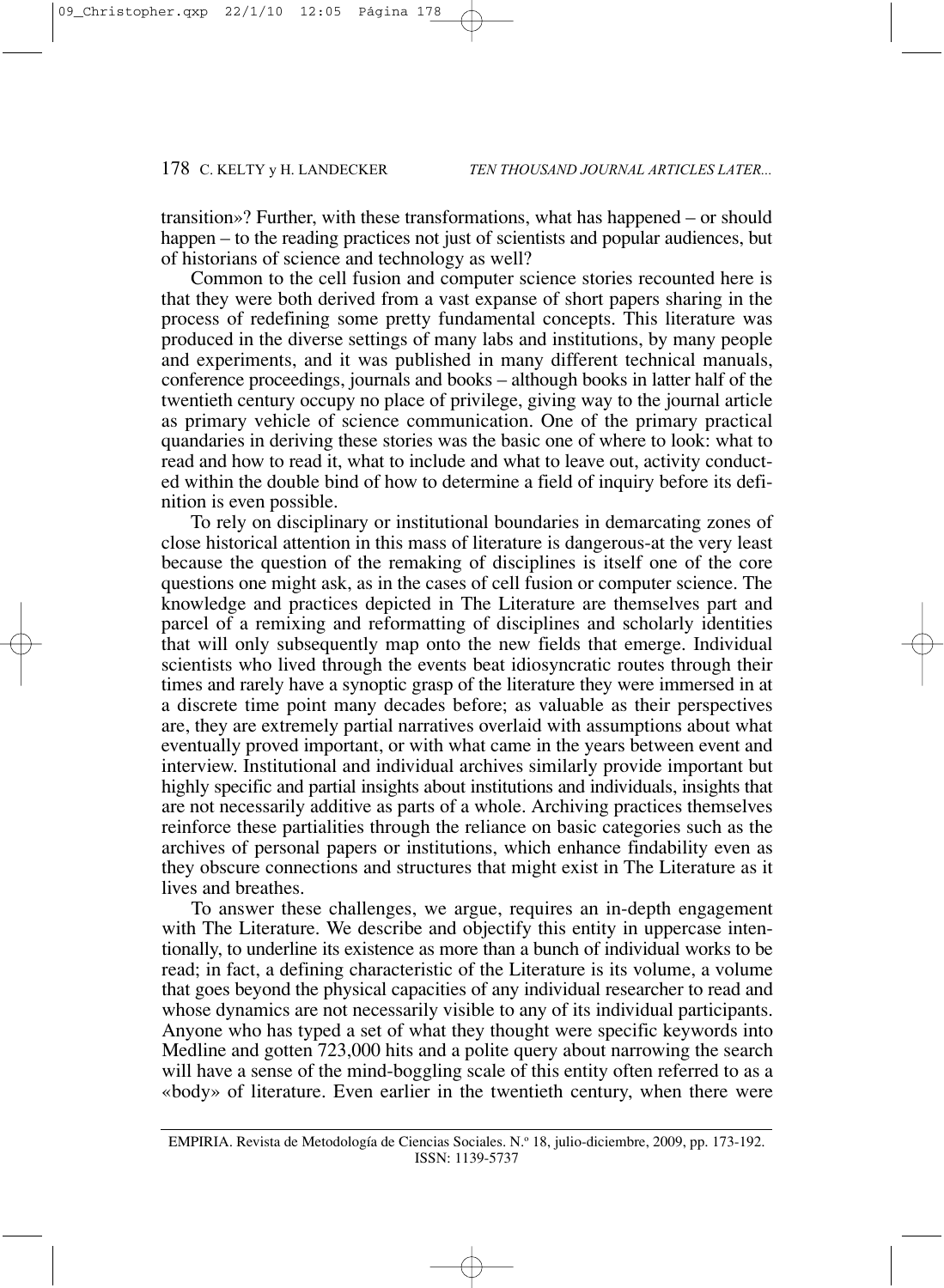transition»? Further, with these transformations, what has happened – or should happen – to the reading practices not just of scientists and popular audiences, but of historians of science and technology as well?

Common to the cell fusion and computer science stories recounted here is that they were both derived from a vast expanse of short papers sharing in the process of redefining some pretty fundamental concepts. This literature was produced in the diverse settings of many labs and institutions, by many people and experiments, and it was published in many different technical manuals, conference proceedings, journals and books – although books in latter half of the twentieth century occupy no place of privilege, giving way to the journal article as primary vehicle of science communication. One of the primary practical quandaries in deriving these stories was the basic one of where to look: what to read and how to read it, what to include and what to leave out, activity conducted within the double bind of how to determine a field of inquiry before its definition is even possible.

To rely on disciplinary or institutional boundaries in demarcating zones of close historical attention in this mass of literature is dangerous-at the very least because the question of the remaking of disciplines is itself one of the core questions one might ask, as in the cases of cell fusion or computer science. The knowledge and practices depicted in The Literature are themselves part and parcel of a remixing and reformatting of disciplines and scholarly identities that will only subsequently map onto the new fields that emerge. Individual scientists who lived through the events beat idiosyncratic routes through their times and rarely have a synoptic grasp of the literature they were immersed in at a discrete time point many decades before; as valuable as their perspectives are, they are extremely partial narratives overlaid with assumptions about what eventually proved important, or with what came in the years between event and interview. Institutional and individual archives similarly provide important but highly specific and partial insights about institutions and individuals, insights that are not necessarily additive as parts of a whole. Archiving practices themselves reinforce these partialities through the reliance on basic categories such as the archives of personal papers or institutions, which enhance findability even as they obscure connections and structures that might exist in The Literature as it lives and breathes.

To answer these challenges, we argue, requires an in-depth engagement with The Literature. We describe and objectify this entity in uppercase intentionally, to underline its existence as more than a bunch of individual works to be read; in fact, a defining characteristic of the Literature is its volume, a volume that goes beyond the physical capacities of any individual researcher to read and whose dynamics are not necessarily visible to any of its individual participants. Anyone who has typed a set of what they thought were specific keywords into Medline and gotten 723,000 hits and a polite query about narrowing the search will have a sense of the mind-boggling scale of this entity often referred to as a «body» of literature. Even earlier in the twentieth century, when there were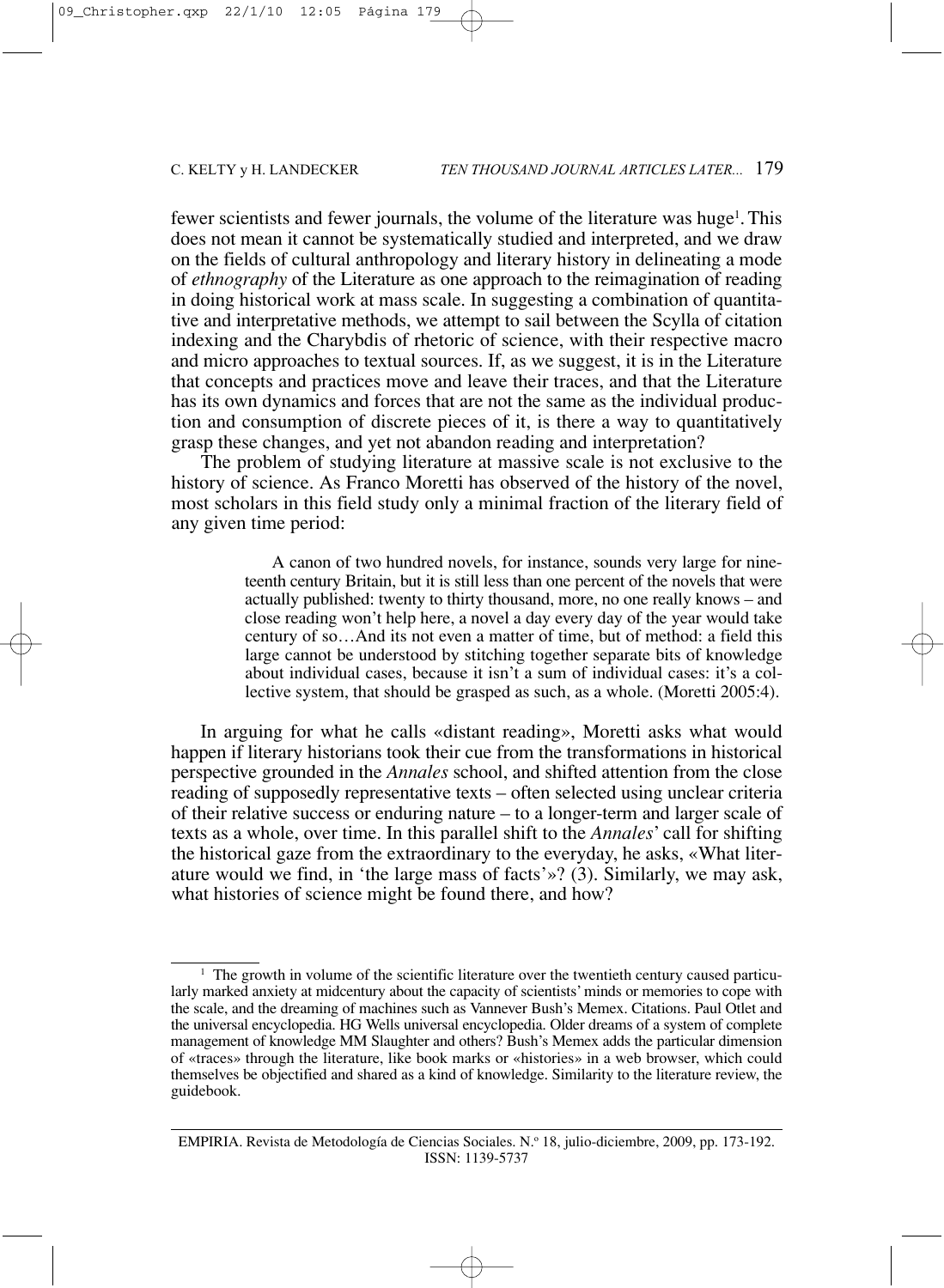fewer scientists and fewer journals, the volume of the literature was huge[1]. This does not mean it cannot be systematically studied and interpreted, and we draw on the fields of cultural anthropology and literary history in delineating a mode of *ethnography* of the Literature as one approach to the reimagination of reading in doing historical work at mass scale. In suggesting a combination of quantitative and interpretative methods, we attempt to sail between the Scylla of citation indexing and the Charybdis of rhetoric of science, with their respective macro and micro approaches to textual sources. If, as we suggest, it is in the Literature that concepts and practices move and leave their traces, and that the Literature has its own dynamics and forces that are not the same as the individual production and consumption of discrete pieces of it, is there a way to quantitatively grasp these changes, and yet not abandon reading and interpretation?

The problem of studying literature at massive scale is not exclusive to the history of science. As Franco Moretti has observed of the history of the novel, most scholars in this field study only a minimal fraction of the literary field of any given time period:

> A canon of two hundred novels, for instance, sounds very large for nineteenth century Britain, but it is still less than one percent of the novels that were actually published: twenty to thirty thousand, more, no one really knows – and close reading won't help here, a novel a day every day of the year would take century of so…And its not even a matter of time, but of method: a field this large cannot be understood by stitching together separate bits of knowledge about individual cases, because it isn't a sum of individual cases: it's a collective system, that should be grasped as such, as a whole. (Moretti 2005:4).

In arguing for what he calls «distant reading», Moretti asks what would happen if literary historians took their cue from the transformations in historical perspective grounded in the *Annales* school, and shifted attention from the close reading of supposedly representative texts – often selected using unclear criteria of their relative success or enduring nature – to a longer-term and larger scale of texts as a whole, over time. In this parallel shift to the *Annales*' call for shifting the historical gaze from the extraordinary to the everyday, he asks, «What literature would we find, in 'the large mass of facts'»? (3). Similarly, we may ask, what histories of science might be found there, and how?

---

[1] The growth in volume of the scientific literature over the twentieth century caused particularly marked anxiety at midcentury about the capacity of scientists' minds or memories to cope with the scale, and the dreaming of machines such as Vannever Bush's Memex. Citations. Paul Otlet and the universal encyclopedia. HG Wells universal encyclopedia. Older dreams of a system of complete management of knowledge MM Slaughter and others? Bush's Memex adds the particular dimension of «traces» through the literature, like book marks or «histories» in a web browser, which could themselves be objectified and shared as a kind of knowledge. Similarity to the literature review, the guidebook.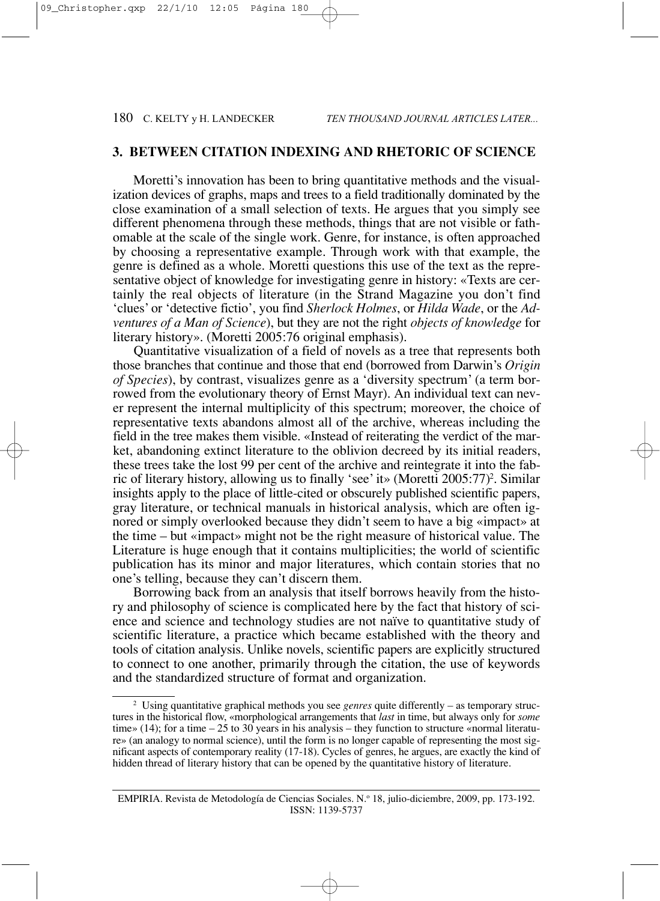## 3. BETWEEN CITATION INDEXING AND RHETORIC OF SCIENCE

Moretti's innovation has been to bring quantitative methods and the visualization devices of graphs, maps and trees to a field traditionally dominated by the close examination of a small selection of texts. He argues that you simply see different phenomena through these methods, things that are not visible or fathomable at the scale of the single work. Genre, for instance, is often approached by choosing a representative example. Through work with that example, the genre is defined as a whole. Moretti questions this use of the text as the representative object of knowledge for investigating genre in history: «Texts are certainly the real objects of literature (in the Strand Magazine you don't find 'clues' or 'detective fictio', you find *Sherlock Holmes*, or *Hilda Wade*, or the *Adventures of a Man of Science*), but they are not the right *objects of knowledge* for literary history». (Moretti 2005:76 original emphasis).

Quantitative visualization of a field of novels as a tree that represents both those branches that continue and those that end (borrowed from Darwin's *Origin of Species*), by contrast, visualizes genre as a 'diversity spectrum' (a term borrowed from the evolutionary theory of Ernst Mayr). An individual text can never represent the internal multiplicity of this spectrum; moreover, the choice of representative texts abandons almost all of the archive, whereas including the field in the tree makes them visible. «Instead of reiterating the verdict of the market, abandoning extinct literature to the oblivion decreed by its initial readers, these trees take the lost 99 per cent of the archive and reintegrate it into the fabric of literary history, allowing us to finally 'see' it» (Moretti 2005:77)[2]. Similar insights apply to the place of little-cited or obscurely published scientific papers, gray literature, or technical manuals in historical analysis, which are often ignored or simply overlooked because they didn't seem to have a big «impact» at the time – but «impact» might not be the right measure of historical value. The Literature is huge enough that it contains multiplicities; the world of scientific publication has its minor and major literatures, which contain stories that no one's telling, because they can't discern them.

Borrowing back from an analysis that itself borrows heavily from the history and philosophy of science is complicated here by the fact that history of science and science and technology studies are not naïve to quantitative study of scientific literature, a practice which became established with the theory and tools of citation analysis. Unlike novels, scientific papers are explicitly structured to connect to one another, primarily through the citation, the use of keywords and the standardized structure of format and organization.

[2] Using quantitative graphical methods you see *genres* quite differently – as temporary structures in the historical flow, «morphological arrangements that *last* in time, but always only for *some* time» (14); for a time – 25 to 30 years in his analysis – they function to structure «normal literature» (an analogy to normal science), until the form is no longer capable of representing the most significant aspects of contemporary reality (17-18). Cycles of genres, he argues, are exactly the kind of hidden thread of literary history that can be opened by the quantitative history of literature.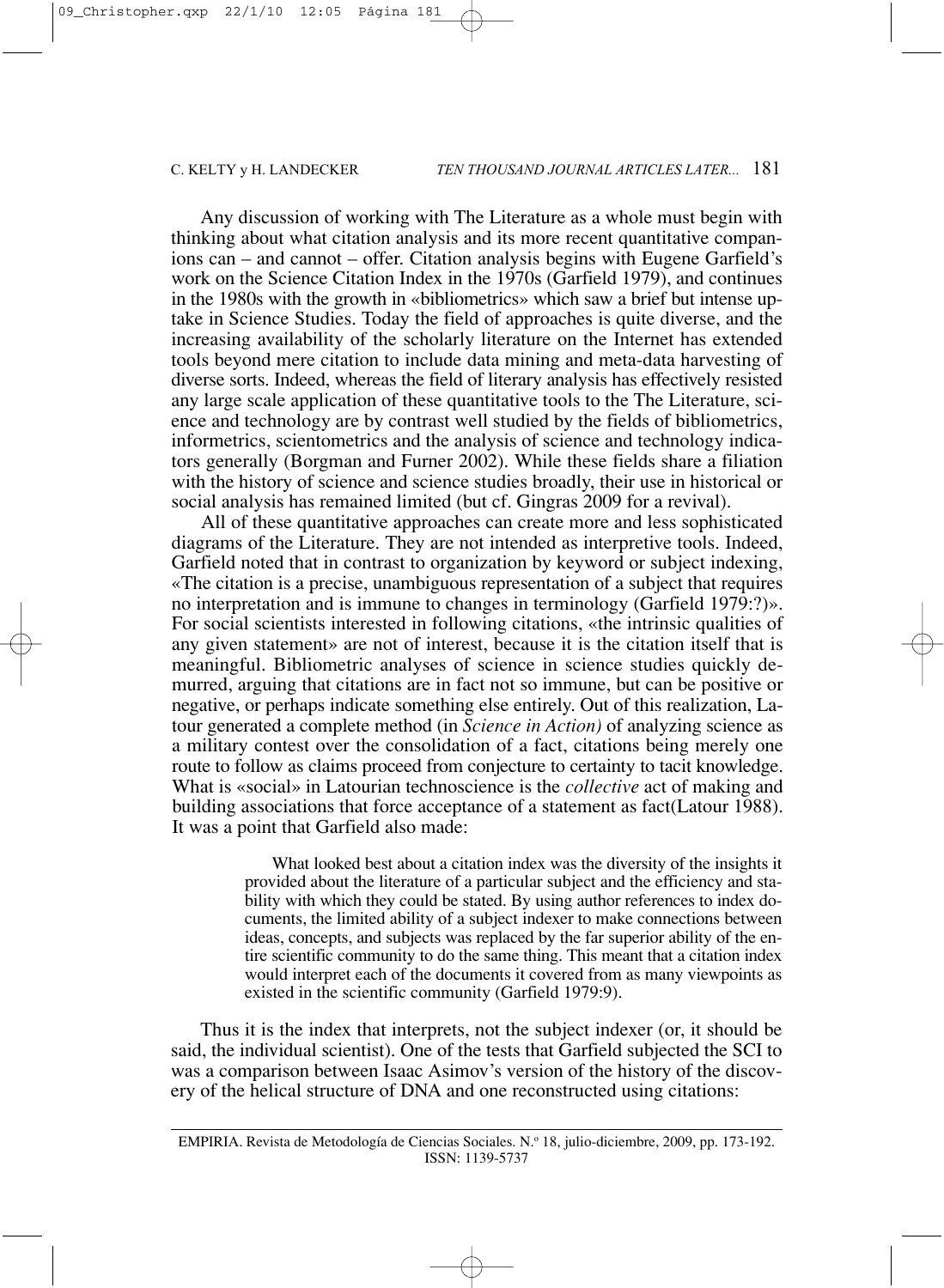Any discussion of working with The Literature as a whole must begin with thinking about what citation analysis and its more recent quantitative companions can – and cannot – offer. Citation analysis begins with Eugene Garfield's work on the Science Citation Index in the 1970s (Garfield 1979), and continues in the 1980s with the growth in «bibliometrics» which saw a brief but intense uptake in Science Studies. Today the field of approaches is quite diverse, and the increasing availability of the scholarly literature on the Internet has extended tools beyond mere citation to include data mining and meta-data harvesting of diverse sorts. Indeed, whereas the field of literary analysis has effectively resisted any large scale application of these quantitative tools to the The Literature, science and technology are by contrast well studied by the fields of bibliometrics, informetrics, scientometrics and the analysis of science and technology indicators generally (Borgman and Furner 2002). While these fields share a filiation with the history of science and science studies broadly, their use in historical or social analysis has remained limited (but cf. Gingras 2009 for a revival).

All of these quantitative approaches can create more and less sophisticated diagrams of the Literature. They are not intended as interpretive tools. Indeed, Garfield noted that in contrast to organization by keyword or subject indexing, «The citation is a precise, unambiguous representation of a subject that requires no interpretation and is immune to changes in terminology (Garfield 1979:?)». For social scientists interested in following citations, «the intrinsic qualities of any given statement» are not of interest, because it is the citation itself that is meaningful. Bibliometric analyses of science in science studies quickly demurred, arguing that citations are in fact not so immune, but can be positive or negative, or perhaps indicate something else entirely. Out of this realization, Latour generated a complete method (in *Science in Action)* of analyzing science as a military contest over the consolidation of a fact, citations being merely one route to follow as claims proceed from conjecture to certainty to tacit knowledge. What is «social» in Latourian technoscience is the *collective* act of making and building associations that force acceptance of a statement as fact(Latour 1988). It was a point that Garfield also made:

> What looked best about a citation index was the diversity of the insights it provided about the literature of a particular subject and the efficiency and stability with which they could be stated. By using author references to index documents, the limited ability of a subject indexer to make connections between ideas, concepts, and subjects was replaced by the far superior ability of the entire scientific community to do the same thing. This meant that a citation index would interpret each of the documents it covered from as many viewpoints as existed in the scientific community (Garfield 1979:9).

Thus it is the index that interprets, not the subject indexer (or, it should be said, the individual scientist). One of the tests that Garfield subjected the SCI to was a comparison between Isaac Asimov's version of the history of the discovery of the helical structure of DNA and one reconstructed using citations: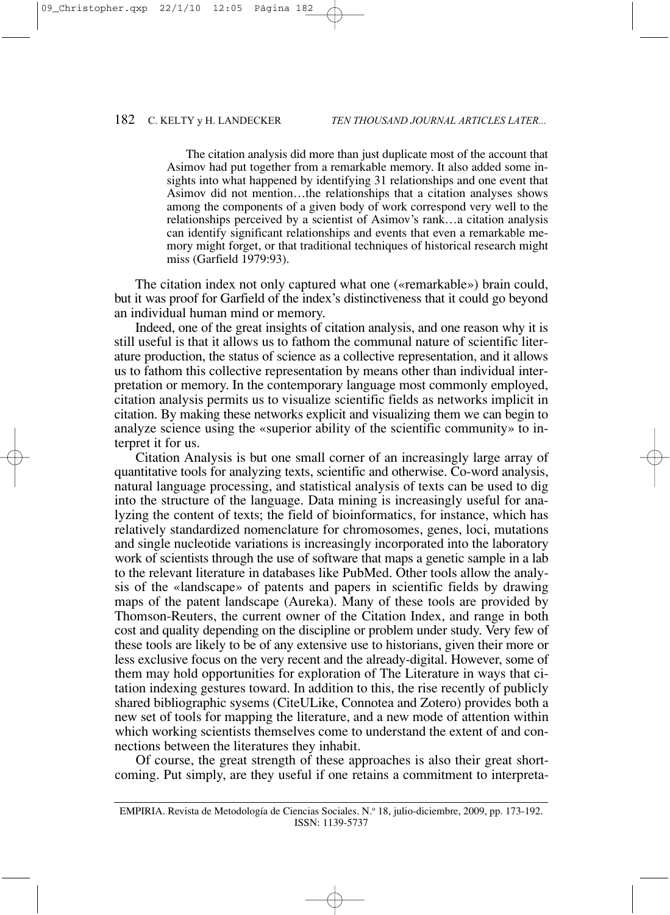> The citation analysis did more than just duplicate most of the account that Asimov had put together from a remarkable memory. It also added some insights into what happened by identifying 31 relationships and one event that Asimov did not mention…the relationships that a citation analyses shows among the components of a given body of work correspond very well to the relationships perceived by a scientist of Asimov's rank…a citation analysis can identify significant relationships and events that even a remarkable memory might forget, or that traditional techniques of historical research might miss (Garfield 1979:93).

The citation index not only captured what one («remarkable») brain could, but it was proof for Garfield of the index's distinctiveness that it could go beyond an individual human mind or memory.

Indeed, one of the great insights of citation analysis, and one reason why it is still useful is that it allows us to fathom the communal nature of scientific literature production, the status of science as a collective representation, and it allows us to fathom this collective representation by means other than individual interpretation or memory. In the contemporary language most commonly employed, citation analysis permits us to visualize scientific fields as networks implicit in citation. By making these networks explicit and visualizing them we can begin to analyze science using the «superior ability of the scientific community» to interpret it for us.

Citation Analysis is but one small corner of an increasingly large array of quantitative tools for analyzing texts, scientific and otherwise. Co-word analysis, natural language processing, and statistical analysis of texts can be used to dig into the structure of the language. Data mining is increasingly useful for analyzing the content of texts; the field of bioinformatics, for instance, which has relatively standardized nomenclature for chromosomes, genes, loci, mutations and single nucleotide variations is increasingly incorporated into the laboratory work of scientists through the use of software that maps a genetic sample in a lab to the relevant literature in databases like PubMed. Other tools allow the analysis of the «landscape» of patents and papers in scientific fields by drawing maps of the patent landscape (Aureka). Many of these tools are provided by Thomson-Reuters, the current owner of the Citation Index, and range in both cost and quality depending on the discipline or problem under study. Very few of these tools are likely to be of any extensive use to historians, given their more or less exclusive focus on the very recent and the already-digital. However, some of them may hold opportunities for exploration of The Literature in ways that citation indexing gestures toward. In addition to this, the rise recently of publicly shared bibliographic sysems (CiteULike, Connotea and Zotero) provides both a new set of tools for mapping the literature, and a new mode of attention within which working scientists themselves come to understand the extent of and connections between the literatures they inhabit.

Of course, the great strength of these approaches is also their great shortcoming. Put simply, are they useful if one retains a commitment to interpreta-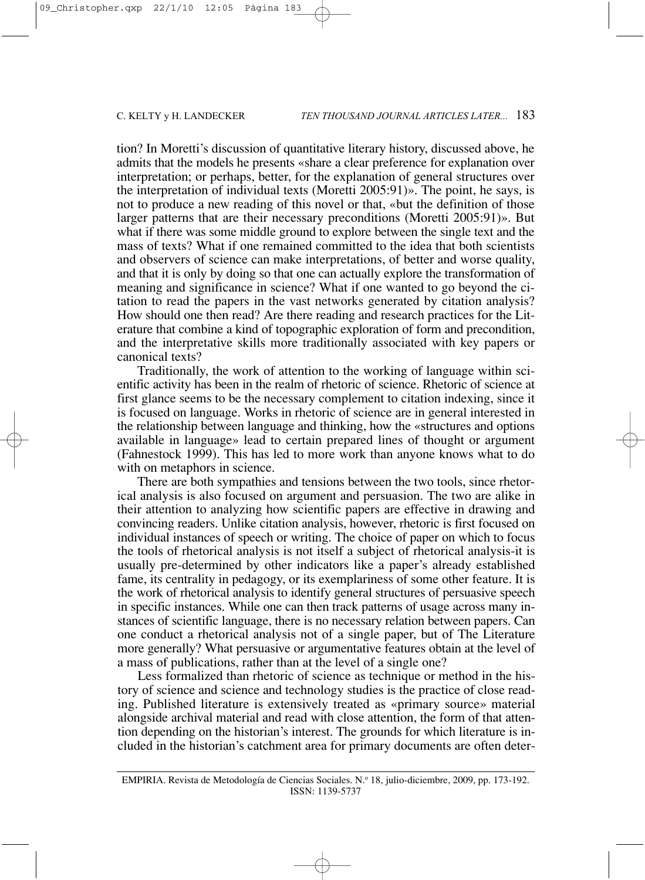tion? In Moretti's discussion of quantitative literary history, discussed above, he admits that the models he presents «share a clear preference for explanation over interpretation; or perhaps, better, for the explanation of general structures over the interpretation of individual texts (Moretti 2005:91)». The point, he says, is not to produce a new reading of this novel or that, «but the definition of those larger patterns that are their necessary preconditions (Moretti 2005:91)». But what if there was some middle ground to explore between the single text and the mass of texts? What if one remained committed to the idea that both scientists and observers of science can make interpretations, of better and worse quality, and that it is only by doing so that one can actually explore the transformation of meaning and significance in science? What if one wanted to go beyond the citation to read the papers in the vast networks generated by citation analysis? How should one then read? Are there reading and research practices for the Literature that combine a kind of topographic exploration of form and precondition, and the interpretative skills more traditionally associated with key papers or canonical texts?

Traditionally, the work of attention to the working of language within scientific activity has been in the realm of rhetoric of science. Rhetoric of science at first glance seems to be the necessary complement to citation indexing, since it is focused on language. Works in rhetoric of science are in general interested in the relationship between language and thinking, how the «structures and options available in language» lead to certain prepared lines of thought or argument (Fahnestock 1999). This has led to more work than anyone knows what to do with on metaphors in science.

There are both sympathies and tensions between the two tools, since rhetorical analysis is also focused on argument and persuasion. The two are alike in their attention to analyzing how scientific papers are effective in drawing and convincing readers. Unlike citation analysis, however, rhetoric is first focused on individual instances of speech or writing. The choice of paper on which to focus the tools of rhetorical analysis is not itself a subject of rhetorical analysis-it is usually pre-determined by other indicators like a paper's already established fame, its centrality in pedagogy, or its exemplariness of some other feature. It is the work of rhetorical analysis to identify general structures of persuasive speech in specific instances. While one can then track patterns of usage across many instances of scientific language, there is no necessary relation between papers. Can one conduct a rhetorical analysis not of a single paper, but of The Literature more generally? What persuasive or argumentative features obtain at the level of a mass of publications, rather than at the level of a single one?

Less formalized than rhetoric of science as technique or method in the history of science and science and technology studies is the practice of close reading. Published literature is extensively treated as «primary source» material alongside archival material and read with close attention, the form of that attention depending on the historian's interest. The grounds for which literature is included in the historian's catchment area for primary documents are often deter-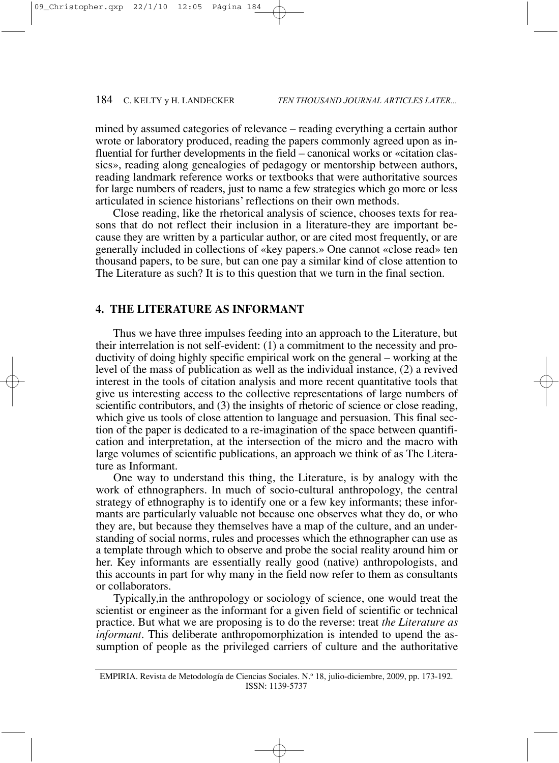mined by assumed categories of relevance – reading everything a certain author wrote or laboratory produced, reading the papers commonly agreed upon as influential for further developments in the field – canonical works or «citation classics», reading along genealogies of pedagogy or mentorship between authors, reading landmark reference works or textbooks that were authoritative sources for large numbers of readers, just to name a few strategies which go more or less articulated in science historians' reflections on their own methods.

Close reading, like the rhetorical analysis of science, chooses texts for reasons that do not reflect their inclusion in a literature-they are important because they are written by a particular author, or are cited most frequently, or are generally included in collections of «key papers.» One cannot «close read» ten thousand papers, to be sure, but can one pay a similar kind of close attention to The Literature as such? It is to this question that we turn in the final section.

## 4. THE LITERATURE AS INFORMANT

Thus we have three impulses feeding into an approach to the Literature, but their interrelation is not self-evident: (1) a commitment to the necessity and productivity of doing highly specific empirical work on the general – working at the level of the mass of publication as well as the individual instance, (2) a revived interest in the tools of citation analysis and more recent quantitative tools that give us interesting access to the collective representations of large numbers of scientific contributors, and (3) the insights of rhetoric of science or close reading, which give us tools of close attention to language and persuasion. This final section of the paper is dedicated to a re-imagination of the space between quantification and interpretation, at the intersection of the micro and the macro with large volumes of scientific publications, an approach we think of as The Literature as Informant.

One way to understand this thing, the Literature, is by analogy with the work of ethnographers. In much of socio-cultural anthropology, the central strategy of ethnography is to identify one or a few key informants; these informants are particularly valuable not because one observes what they do, or who they are, but because they themselves have a map of the culture, and an understanding of social norms, rules and processes which the ethnographer can use as a template through which to observe and probe the social reality around him or her. Key informants are essentially really good (native) anthropologists, and this accounts in part for why many in the field now refer to them as consultants or collaborators.

Typically,in the anthropology or sociology of science, one would treat the scientist or engineer as the informant for a given field of scientific or technical practice. But what we are proposing is to do the reverse: treat *the Literature as informant*. This deliberate anthropomorphization is intended to upend the assumption of people as the privileged carriers of culture and the authoritative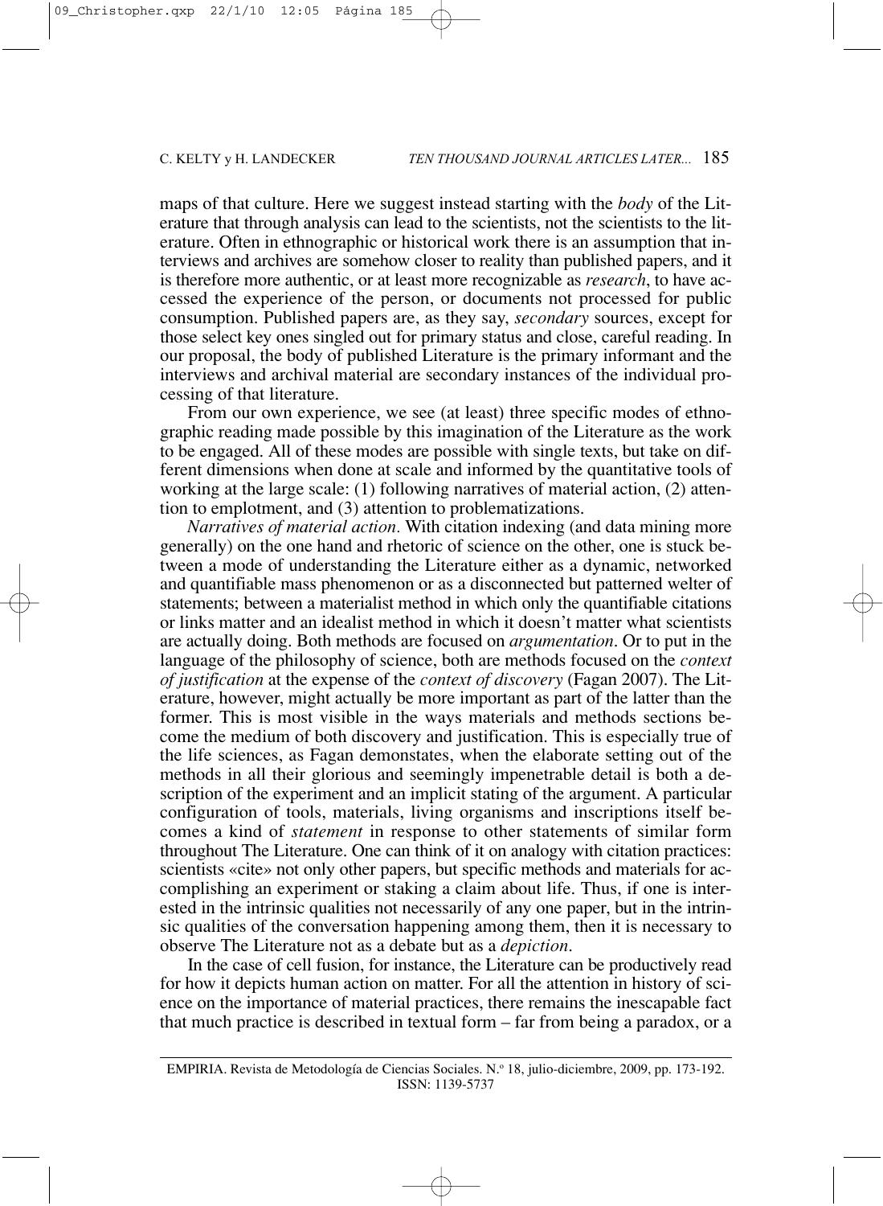maps of that culture. Here we suggest instead starting with the *body* of the Literature that through analysis can lead to the scientists, not the scientists to the literature. Often in ethnographic or historical work there is an assumption that interviews and archives are somehow closer to reality than published papers, and it is therefore more authentic, or at least more recognizable as *research*, to have accessed the experience of the person, or documents not processed for public consumption. Published papers are, as they say, *secondary* sources, except for those select key ones singled out for primary status and close, careful reading. In our proposal, the body of published Literature is the primary informant and the interviews and archival material are secondary instances of the individual processing of that literature.

From our own experience, we see (at least) three specific modes of ethnographic reading made possible by this imagination of the Literature as the work to be engaged. All of these modes are possible with single texts, but take on different dimensions when done at scale and informed by the quantitative tools of working at the large scale: (1) following narratives of material action, (2) attention to emplotment, and (3) attention to problematizations.

*Narratives of material action.* With citation indexing (and data mining more generally) on the one hand and rhetoric of science on the other, one is stuck between a mode of understanding the Literature either as a dynamic, networked and quantifiable mass phenomenon or as a disconnected but patterned welter of statements; between a materialist method in which only the quantifiable citations or links matter and an idealist method in which it doesn't matter what scientists are actually doing. Both methods are focused on *argumentation*. Or to put in the language of the philosophy of science, both are methods focused on the *context of justification* at the expense of the *context of discovery* (Fagan 2007). The Literature, however, might actually be more important as part of the latter than the former. This is most visible in the ways materials and methods sections become the medium of both discovery and justification. This is especially true of the life sciences, as Fagan demonstates, when the elaborate setting out of the methods in all their glorious and seemingly impenetrable detail is both a description of the experiment and an implicit stating of the argument. A particular configuration of tools, materials, living organisms and inscriptions itself becomes a kind of *statement* in response to other statements of similar form throughout The Literature. One can think of it on analogy with citation practices: scientists «cite» not only other papers, but specific methods and materials for accomplishing an experiment or staking a claim about life. Thus, if one is interested in the intrinsic qualities not necessarily of any one paper, but in the intrinsic qualities of the conversation happening among them, then it is necessary to observe The Literature not as a debate but as a *depiction*.

In the case of cell fusion, for instance, the Literature can be productively read for how it depicts human action on matter. For all the attention in history of science on the importance of material practices, there remains the inescapable fact that much practice is described in textual form – far from being a paradox, or a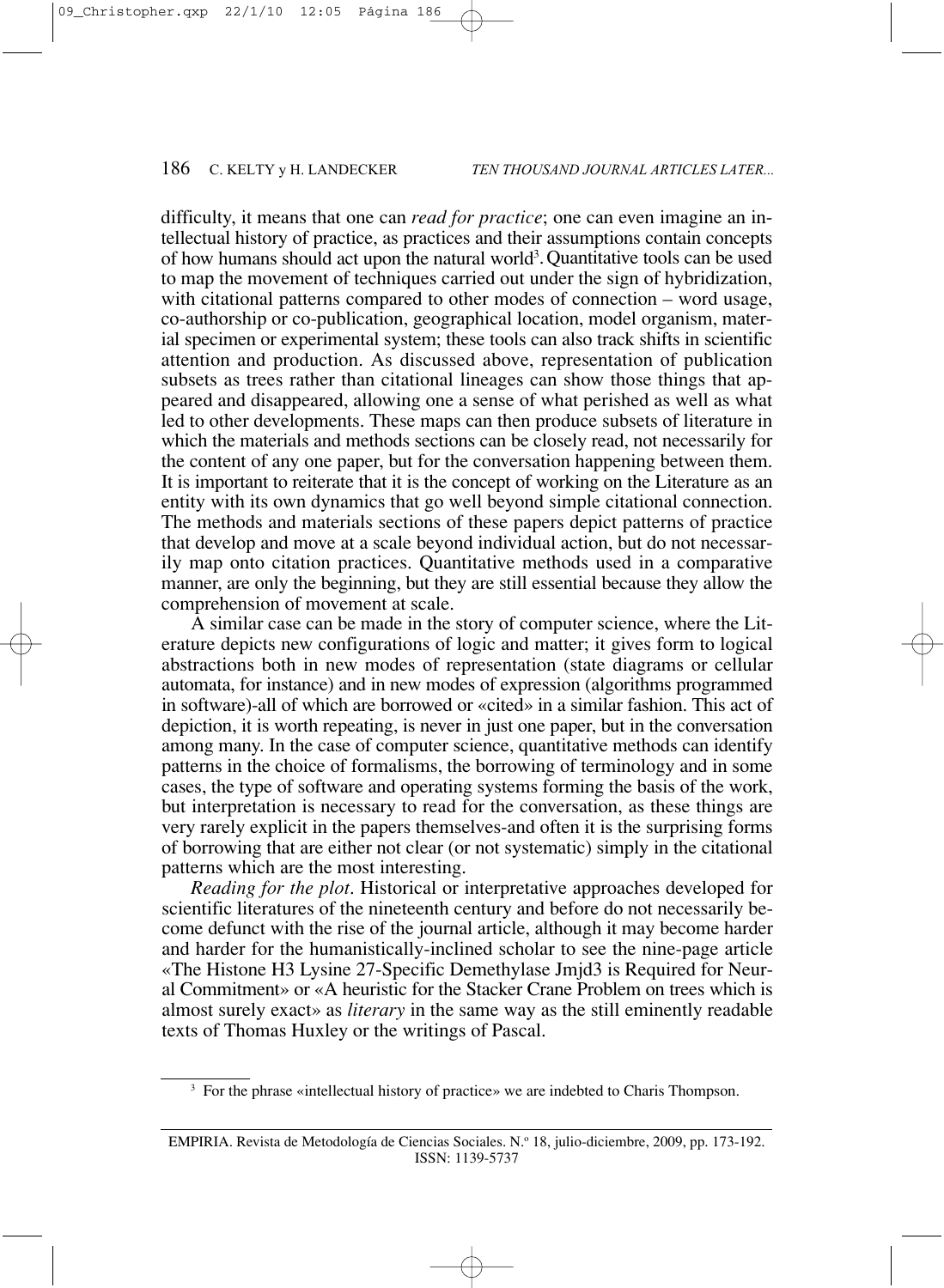difficulty, it means that one can *read for practice*; one can even imagine an intellectual history of practice, as practices and their assumptions contain concepts of how humans should act upon the natural world[3]. Quantitative tools can be used to map the movement of techniques carried out under the sign of hybridization, with citational patterns compared to other modes of connection – word usage, co-authorship or co-publication, geographical location, model organism, material specimen or experimental system; these tools can also track shifts in scientific attention and production. As discussed above, representation of publication subsets as trees rather than citational lineages can show those things that appeared and disappeared, allowing one a sense of what perished as well as what led to other developments. These maps can then produce subsets of literature in which the materials and methods sections can be closely read, not necessarily for the content of any one paper, but for the conversation happening between them. It is important to reiterate that it is the concept of working on the Literature as an entity with its own dynamics that go well beyond simple citational connection. The methods and materials sections of these papers depict patterns of practice that develop and move at a scale beyond individual action, but do not necessarily map onto citation practices. Quantitative methods used in a comparative manner, are only the beginning, but they are still essential because they allow the comprehension of movement at scale.

A similar case can be made in the story of computer science, where the Literature depicts new configurations of logic and matter; it gives form to logical abstractions both in new modes of representation (state diagrams or cellular automata, for instance) and in new modes of expression (algorithms programmed in software)-all of which are borrowed or «cited» in a similar fashion. This act of depiction, it is worth repeating, is never in just one paper, but in the conversation among many. In the case of computer science, quantitative methods can identify patterns in the choice of formalisms, the borrowing of terminology and in some cases, the type of software and operating systems forming the basis of the work, but interpretation is necessary to read for the conversation, as these things are very rarely explicit in the papers themselves-and often it is the surprising forms of borrowing that are either not clear (or not systematic) simply in the citational patterns which are the most interesting.

*Reading for the plot*. Historical or interpretative approaches developed for scientific literatures of the nineteenth century and before do not necessarily become defunct with the rise of the journal article, although it may become harder and harder for the humanistically-inclined scholar to see the nine-page article «The Histone H3 Lysine 27-Specific Demethylase Jmjd3 is Required for Neural Commitment» or «A heuristic for the Stacker Crane Problem on trees which is almost surely exact» as *literary* in the same way as the still eminently readable texts of Thomas Huxley or the writings of Pascal.

[3] For the phrase «intellectual history of practice» we are indebted to Charis Thompson.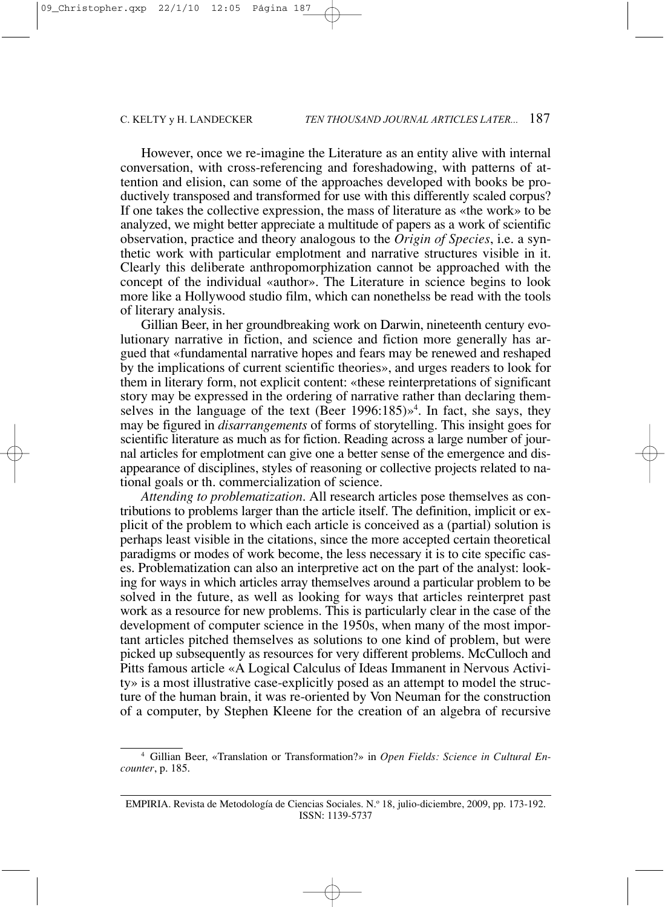However, once we re-imagine the Literature as an entity alive with internal conversation, with cross-referencing and foreshadowing, with patterns of attention and elision, can some of the approaches developed with books be productively transposed and transformed for use with this differently scaled corpus? If one takes the collective expression, the mass of literature as «the work» to be analyzed, we might better appreciate a multitude of papers as a work of scientific observation, practice and theory analogous to the *Origin of Species*, i.e. a synthetic work with particular emplotment and narrative structures visible in it. Clearly this deliberate anthropomorphization cannot be approached with the concept of the individual «author». The Literature in science begins to look more like a Hollywood studio film, which can nonethelss be read with the tools of literary analysis.

Gillian Beer, in her groundbreaking work on Darwin, nineteenth century evolutionary narrative in fiction, and science and fiction more generally has argued that «fundamental narrative hopes and fears may be renewed and reshaped by the implications of current scientific theories», and urges readers to look for them in literary form, not explicit content: «these reinterpretations of significant story may be expressed in the ordering of narrative rather than declaring themselves in the language of the text (Beer 1996:185)»[4]. In fact, she says, they may be figured in *disarrangements* of forms of storytelling. This insight goes for scientific literature as much as for fiction. Reading across a large number of journal articles for emplotment can give one a better sense of the emergence and disappearance of disciplines, styles of reasoning or collective projects related to national goals or th. commercialization of science.

*Attending to problematization*. All research articles pose themselves as contributions to problems larger than the article itself. The definition, implicit or explicit of the problem to which each article is conceived as a (partial) solution is perhaps least visible in the citations, since the more accepted certain theoretical paradigms or modes of work become, the less necessary it is to cite specific cases. Problematization can also an interpretive act on the part of the analyst: looking for ways in which articles array themselves around a particular problem to be solved in the future, as well as looking for ways that articles reinterpret past work as a resource for new problems. This is particularly clear in the case of the development of computer science in the 1950s, when many of the most important articles pitched themselves as solutions to one kind of problem, but were picked up subsequently as resources for very different problems. McCulloch and Pitts famous article «A Logical Calculus of Ideas Immanent in Nervous Activity» is a most illustrative case-explicitly posed as an attempt to model the structure of the human brain, it was re-oriented by Von Neuman for the construction of a computer, by Stephen Kleene for the creation of an algebra of recursive

---

[4] Gillian Beer, «Translation or Transformation?» in *Open Fields: Science in Cultural Encounter*, p. 185.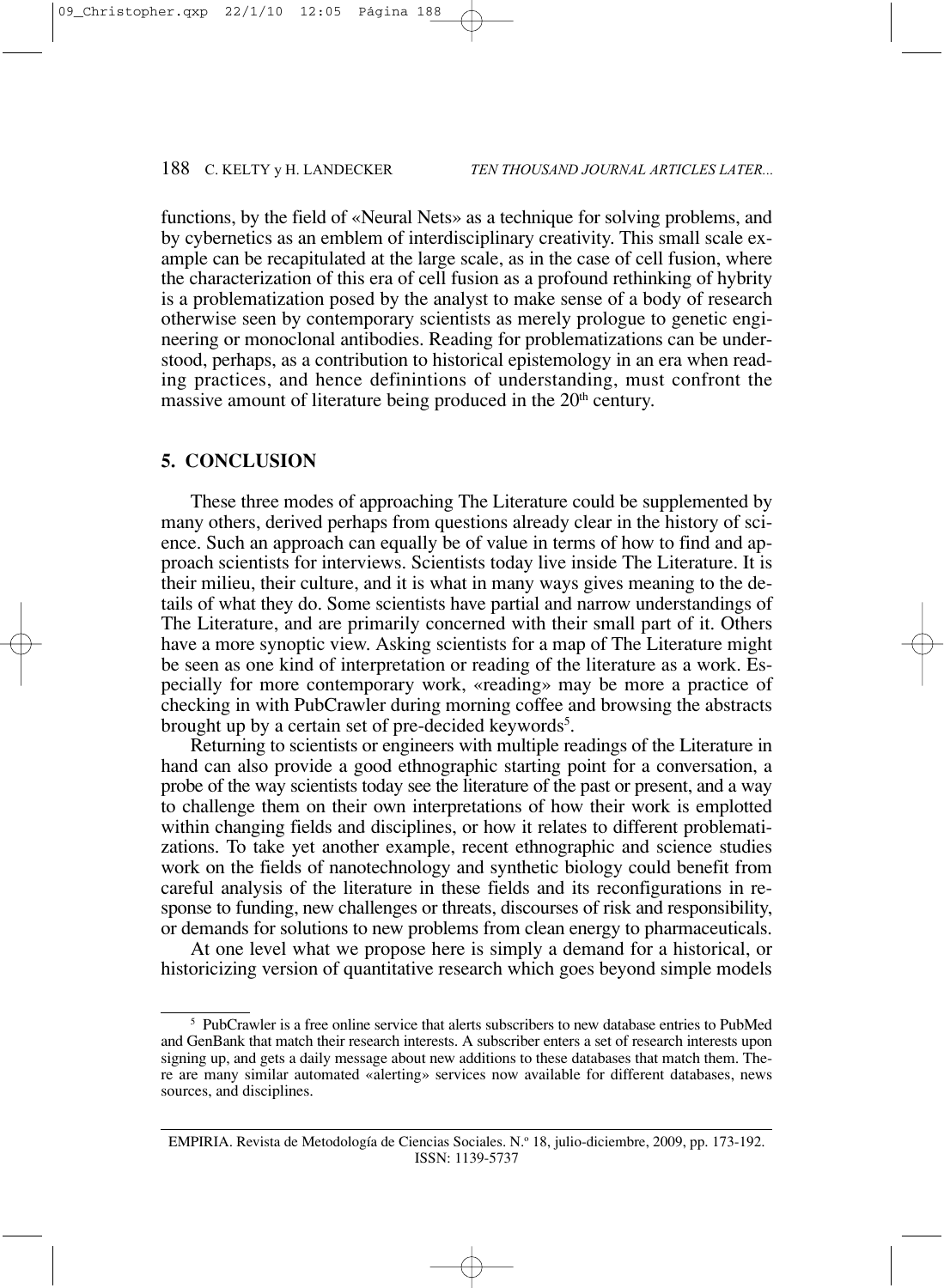functions, by the field of «Neural Nets» as a technique for solving problems, and by cybernetics as an emblem of interdisciplinary creativity. This small scale example can be recapitulated at the large scale, as in the case of cell fusion, where the characterization of this era of cell fusion as a profound rethinking of hybrity is a problematization posed by the analyst to make sense of a body of research otherwise seen by contemporary scientists as merely prologue to genetic engineering or monoclonal antibodies. Reading for problematizations can be understood, perhaps, as a contribution to historical epistemology in an era when reading practices, and hence defininitions of understanding, must confront the massive amount of literature being produced in the 20th century.

## 5. CONCLUSION

These three modes of approaching The Literature could be supplemented by many others, derived perhaps from questions already clear in the history of science. Such an approach can equally be of value in terms of how to find and approach scientists for interviews. Scientists today live inside The Literature. It is their milieu, their culture, and it is what in many ways gives meaning to the details of what they do. Some scientists have partial and narrow understandings of The Literature, and are primarily concerned with their small part of it. Others have a more synoptic view. Asking scientists for a map of The Literature might be seen as one kind of interpretation or reading of the literature as a work. Especially for more contemporary work, «reading» may be more a practice of checking in with PubCrawler during morning coffee and browsing the abstracts brought up by a certain set of pre-decided keywords[5].

Returning to scientists or engineers with multiple readings of the Literature in hand can also provide a good ethnographic starting point for a conversation, a probe of the way scientists today see the literature of the past or present, and a way to challenge them on their own interpretations of how their work is emplotted within changing fields and disciplines, or how it relates to different problematizations. To take yet another example, recent ethnographic and science studies work on the fields of nanotechnology and synthetic biology could benefit from careful analysis of the literature in these fields and its reconfigurations in response to funding, new challenges or threats, discourses of risk and responsibility, or demands for solutions to new problems from clean energy to pharmaceuticals.

At one level what we propose here is simply a demand for a historical, or historicizing version of quantitative research which goes beyond simple models

[5] PubCrawler is a free online service that alerts subscribers to new database entries to PubMed and GenBank that match their research interests. A subscriber enters a set of research interests upon signing up, and gets a daily message about new additions to these databases that match them. There are many similar automated «alerting» services now available for different databases, news sources, and disciplines.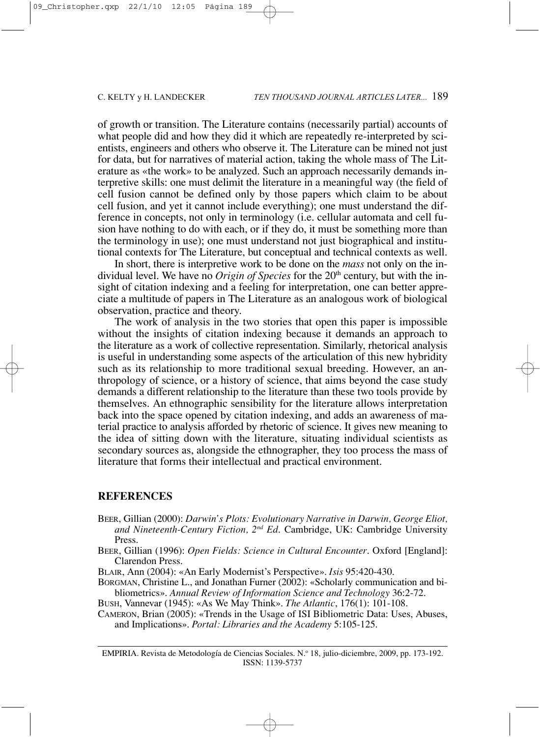of growth or transition. The Literature contains (necessarily partial) accounts of what people did and how they did it which are repeatedly re-interpreted by scientists, engineers and others who observe it. The Literature can be mined not just for data, but for narratives of material action, taking the whole mass of The Literature as «the work» to be analyzed. Such an approach necessarily demands interpretive skills: one must delimit the literature in a meaningful way (the field of cell fusion cannot be defined only by those papers which claim to be about cell fusion, and yet it cannot include everything); one must understand the difference in concepts, not only in terminology (i.e. cellular automata and cell fusion have nothing to do with each, or if they do, it must be something more than the terminology in use); one must understand not just biographical and institutional contexts for The Literature, but conceptual and technical contexts as well.

In short, there is interpretive work to be done on the *mass* not only on the individual level. We have no *Origin of Species* for the 20th century, but with the insight of citation indexing and a feeling for interpretation, one can better appreciate a multitude of papers in The Literature as an analogous work of biological observation, practice and theory.

The work of analysis in the two stories that open this paper is impossible without the insights of citation indexing because it demands an approach to the literature as a work of collective representation. Similarly, rhetorical analysis is useful in understanding some aspects of the articulation of this new hybridity such as its relationship to more traditional sexual breeding. However, an anthropology of science, or a history of science, that aims beyond the case study demands a different relationship to the literature than these two tools provide by themselves. An ethnographic sensibility for the literature allows interpretation back into the space opened by citation indexing, and adds an awareness of material practice to analysis afforded by rhetoric of science. It gives new meaning to the idea of sitting down with the literature, situating individual scientists as secondary sources as, alongside the ethnographer, they too process the mass of literature that forms their intellectual and practical environment.

## REFERENCES

BEER, Gillian (2000): *Darwin's Plots: Evolutionary Narrative in Darwin, George Eliot, and Nineteenth-Century Fiction, 2nd Ed.* Cambridge, UK: Cambridge University Press.

BEER, Gillian (1996): *Open Fields: Science in Cultural Encounter*. Oxford [England]: Clarendon Press.

BLAIR, Ann (2004): «An Early Modernist's Perspective». *Isis* 95:420-430.

BORGMAN, Christine L., and Jonathan Furner (2002): «Scholarly communication and bibliometrics». *Annual Review of Information Science and Technology* 36:2-72.

BUSH, Vannevar (1945): «As We May Think». *The Atlantic*, 176(1): 101-108.

CAMERON, Brian (2005): «Trends in the Usage of ISI Bibliometric Data: Uses, Abuses, and Implications». *Portal: Libraries and the Academy* 5:105-125.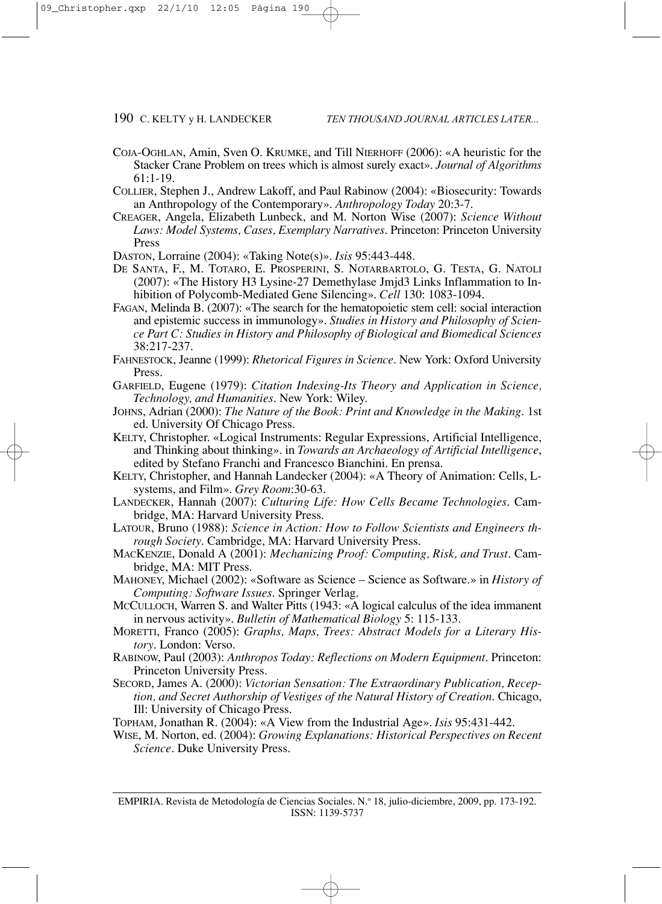COJA-OGHLAN, Amin, Sven O. KRUMKE, and Till NIERHOFF (2006): «A heuristic for the Stacker Crane Problem on trees which is almost surely exact». *Journal of Algorithms* 61:1-19.

COLLIER, Stephen J., Andrew Lakoff, and Paul Rabinow (2004): «Biosecurity: Towards an Anthropology of the Contemporary». *Anthropology Today* 20:3-7.

CREAGER, Angela, Elizabeth Lunbeck, and M. Norton Wise (2007): *Science Without Laws: Model Systems, Cases, Exemplary Narratives*. Princeton: Princeton University Press

DASTON, Lorraine (2004): «Taking Note(s)». *Isis* 95:443-448.

DE SANTA, F., M. TOTARO, E. PROSPERINI, S. NOTARBARTOLO, G. TESTA, G. NATOLI (2007): «The History H3 Lysine-27 Demethylase Jmjd3 Links Inflammation to Inhibition of Polycomb-Mediated Gene Silencing». *Cell* 130: 1083-1094.

FAGAN, Melinda B. (2007): «The search for the hematopoietic stem cell: social interaction and epistemic success in immunology». *Studies in History and Philosophy of Science Part C: Studies in History and Philosophy of Biological and Biomedical Sciences* 38:217-237.

FAHNESTOCK, Jeanne (1999): *Rhetorical Figures in Science*. New York: Oxford University Press.

GARFIELD, Eugene (1979): *Citation Indexing-Its Theory and Application in Science, Technology, and Humanities*. New York: Wiley.

JOHNS, Adrian (2000): *The Nature of the Book: Print and Knowledge in the Making*. 1st ed. University Of Chicago Press.

KELTY, Christopher. «Logical Instruments: Regular Expressions, Artificial Intelligence, and Thinking about thinking». in *Towards an Archaeology of Artificial Intelligence*, edited by Stefano Franchi and Francesco Bianchini. En prensa.

KELTY, Christopher, and Hannah Landecker (2004): «A Theory of Animation: Cells, L-systems, and Film». *Grey Room*:30-63.

LANDECKER, Hannah (2007): *Culturing Life: How Cells Became Technologies*. Cambridge, MA: Harvard University Press.

LATOUR, Bruno (1988): *Science in Action: How to Follow Scientists and Engineers through Society*. Cambridge, MA: Harvard University Press.

MACKENZIE, Donald A (2001): *Mechanizing Proof: Computing, Risk, and Trust*. Cambridge, MA: MIT Press.

MAHONEY, Michael (2002): «Software as Science – Science as Software.» in *History of Computing: Software Issues*. Springer Verlag.

MCCULLOCH, Warren S. and Walter Pitts (1943: «A logical calculus of the idea immanent in nervous activity». *Bulletin of Mathematical Biology* 5: 115-133.

MORETTI, Franco (2005): *Graphs, Maps, Trees: Abstract Models for a Literary History*. London: Verso.

RABINOW, Paul (2003): *Anthropos Today: Reflections on Modern Equipment*. Princeton: Princeton University Press.

SECORD, James A. (2000): *Victorian Sensation: The Extraordinary Publication, Reception, and Secret Authorship of Vestiges of the Natural History of Creation*. Chicago, Ill: University of Chicago Press.

TOPHAM, Jonathan R. (2004): «A View from the Industrial Age». *Isis* 95:431-442.

WISE, M. Norton, ed. (2004): *Growing Explanations: Historical Perspectives on Recent Science*. Duke University Press.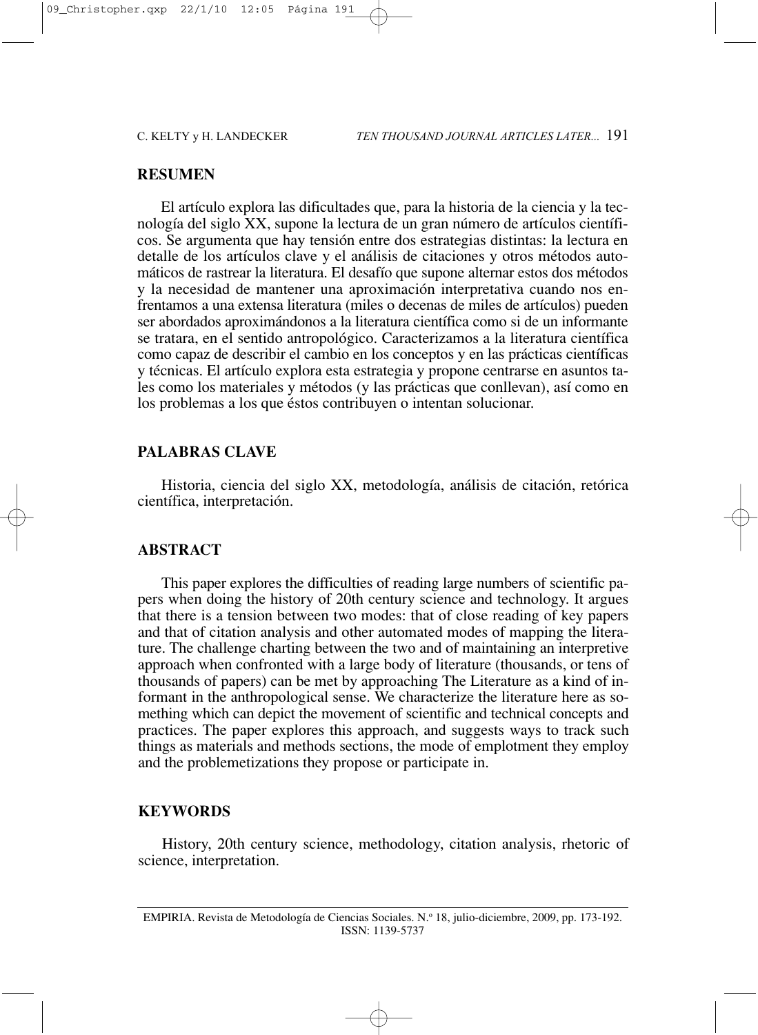## RESUMEN

El artículo explora las dificultades que, para la historia de la ciencia y la tecnología del siglo XX, supone la lectura de un gran número de artículos científicos. Se argumenta que hay tensión entre dos estrategias distintas: la lectura en detalle de los artículos clave y el análisis de citaciones y otros métodos automáticos de rastrear la literatura. El desafío que supone alternar estos dos métodos y la necesidad de mantener una aproximación interpretativa cuando nos enfrentamos a una extensa literatura (miles o decenas de miles de artículos) pueden ser abordados aproximándonos a la literatura científica como si de un informante se tratara, en el sentido antropológico. Caracterizamos a la literatura científica como capaz de describir el cambio en los conceptos y en las prácticas científicas y técnicas. El artículo explora esta estrategia y propone centrarse en asuntos tales como los materiales y métodos (y las prácticas que conllevan), así como en los problemas a los que éstos contribuyen o intentan solucionar.

## PALABRAS CLAVE

Historia, ciencia del siglo XX, metodología, análisis de citación, retórica científica, interpretación.

## ABSTRACT

This paper explores the difficulties of reading large numbers of scientific papers when doing the history of 20th century science and technology. It argues that there is a tension between two modes: that of close reading of key papers and that of citation analysis and other automated modes of mapping the literature. The challenge charting between the two and of maintaining an interpretive approach when confronted with a large body of literature (thousands, or tens of thousands of papers) can be met by approaching The Literature as a kind of informant in the anthropological sense. We characterize the literature here as something which can depict the movement of scientific and technical concepts and practices. The paper explores this approach, and suggests ways to track such things as materials and methods sections, the mode of emplotment they employ and the problemetizations they propose or participate in.

## KEYWORDS

History, 20th century science, methodology, citation analysis, rhetoric of science, interpretation.